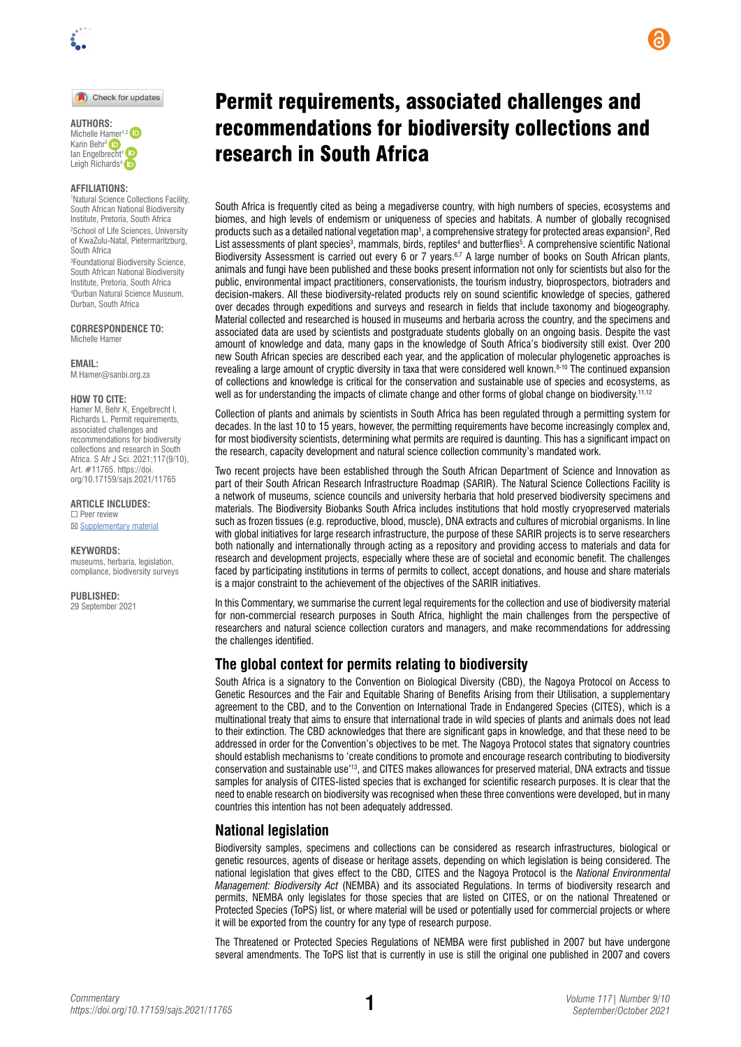# Permit requirements, associated challenges and recommendations for biodiversity collections and research in South Africa

**AUTHORS:**
Michelle Hamer[1,2]
Karin Behr[3]
Ian Engelbrecht[1]
Leigh Richards[4]

**AFFILIATIONS:**
[1]Natural Science Collections Facility, South African National Biodiversity Institute, Pretoria, South Africa
[2]School of Life Sciences, University of KwaZulu-Natal, Pietermaritzburg, South Africa
[3]Foundational Biodiversity Science, South African National Biodiversity Institute, Pretoria, South Africa
[4]Durban Natural Science Museum, Durban, South Africa

**CORRESPONDENCE TO:**
Michelle Hamer

**EMAIL:**
M.Hamer@sanbi.org.za

**HOW TO CITE:**
Hamer M, Behr K, Engelbrecht I, Richards L. Permit requirements, associated challenges and recommendations for biodiversity collections and research in South Africa. S Afr J Sci. 2021;117(9/10), Art. #11765. https://doi.org/10.17159/sajs.2021/11765

**ARTICLE INCLUDES:**
☐ Peer review
☒ Supplementary material

**KEYWORDS:**
museums, herbaria, legislation, compliance, biodiversity surveys

**PUBLISHED:**
29 September 2021

South Africa is frequently cited as being a megadiverse country, with high numbers of species, ecosystems and biomes, and high levels of endemism or uniqueness of species and habitats. A number of globally recognised products such as a detailed national vegetation map[1], a comprehensive strategy for protected areas expansion[2], Red List assessments of plant species[3], mammals, birds, reptiles[4] and butterflies[5]. A comprehensive scientific National Biodiversity Assessment is carried out every 6 or 7 years.[6,7] A large number of books on South African plants, animals and fungi have been published and these books present information not only for scientists but also for the public, environmental impact practitioners, conservationists, the tourism industry, bioprospectors, biotraders and decision-makers. All these biodiversity-related products rely on sound scientific knowledge of species, gathered over decades through expeditions and surveys and research in fields that include taxonomy and biogeography. Material collected and researched is housed in museums and herbaria across the country, and the specimens and associated data are used by scientists and postgraduate students globally on an ongoing basis. Despite the vast amount of knowledge and data, many gaps in the knowledge of South Africa's biodiversity still exist. Over 200 new South African species are described each year, and the application of molecular phylogenetic approaches is revealing a large amount of cryptic diversity in taxa that were considered well known.[8-10] The continued expansion of collections and knowledge is critical for the conservation and sustainable use of species and ecosystems, as well as for understanding the impacts of climate change and other forms of global change on biodiversity.[11,12]

Collection of plants and animals by scientists in South Africa has been regulated through a permitting system for decades. In the last 10 to 15 years, however, the permitting requirements have become increasingly complex and, for most biodiversity scientists, determining what permits are required is daunting. This has a significant impact on the research, capacity development and natural science collection community's mandated work.

Two recent projects have been established through the South African Department of Science and Innovation as part of their South African Research Infrastructure Roadmap (SARIR). The Natural Science Collections Facility is a network of museums, science councils and university herbaria that hold preserved biodiversity specimens and materials. The Biodiversity Biobanks South Africa includes institutions that hold mostly cryopreserved materials such as frozen tissues (e.g. reproductive, blood, muscle), DNA extracts and cultures of microbial organisms. In line with global initiatives for large research infrastructure, the purpose of these SARIR projects is to serve researchers both nationally and internationally through acting as a repository and providing access to materials and data for research and development projects, especially where these are of societal and economic benefit. The challenges faced by participating institutions in terms of permits to collect, accept donations, and house and share materials is a major constraint to the achievement of the objectives of the SARIR initiatives.

In this Commentary, we summarise the current legal requirements for the collection and use of biodiversity material for non-commercial research purposes in South Africa, highlight the main challenges from the perspective of researchers and natural science collection curators and managers, and make recommendations for addressing the challenges identified.

## The global context for permits relating to biodiversity

South Africa is a signatory to the Convention on Biological Diversity (CBD), the Nagoya Protocol on Access to Genetic Resources and the Fair and Equitable Sharing of Benefits Arising from their Utilisation, a supplementary agreement to the CBD, and to the Convention on International Trade in Endangered Species (CITES), which is a multinational treaty that aims to ensure that international trade in wild species of plants and animals does not lead to their extinction. The CBD acknowledges that there are significant gaps in knowledge, and that these need to be addressed in order for the Convention's objectives to be met. The Nagoya Protocol states that signatory countries should establish mechanisms to 'create conditions to promote and encourage research contributing to biodiversity conservation and sustainable use'[13], and CITES makes allowances for preserved material, DNA extracts and tissue samples for analysis of CITES-listed species that is exchanged for scientific research purposes. It is clear that the need to enable research on biodiversity was recognised when these three conventions were developed, but in many countries this intention has not been adequately addressed.

## National legislation

Biodiversity samples, specimens and collections can be considered as research infrastructures, biological or genetic resources, agents of disease or heritage assets, depending on which legislation is being considered. The national legislation that gives effect to the CBD, CITES and the Nagoya Protocol is the *National Environmental Management: Biodiversity Act* (NEMBA) and its associated Regulations. In terms of biodiversity research and permits, NEMBA only legislates for those species that are listed on CITES, or on the national Threatened or Protected Species (ToPS) list, or where material will be used or potentially used for commercial projects or where it will be exported from the country for any type of research purpose.

The Threatened or Protected Species Regulations of NEMBA were first published in 2007 but have undergone several amendments. The ToPS list that is currently in use is still the original one published in 2007 and covers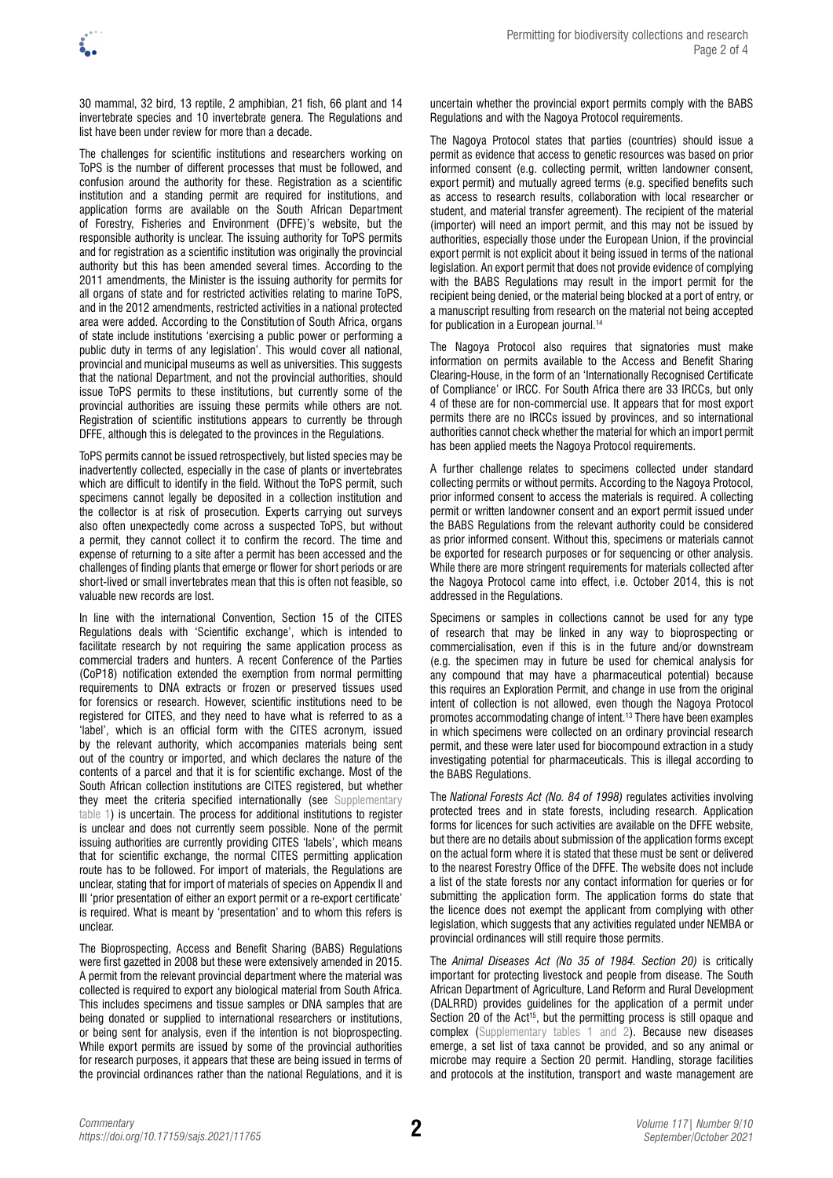30 mammal, 32 bird, 13 reptile, 2 amphibian, 21 fish, 66 plant and 14 invertebrate species and 10 invertebrate genera. The Regulations and list have been under review for more than a decade.

The challenges for scientific institutions and researchers working on ToPS is the number of different processes that must be followed, and confusion around the authority for these. Registration as a scientific institution and a standing permit are required for institutions, and application forms are available on the South African Department of Forestry, Fisheries and Environment (DFFE)'s website, but the responsible authority is unclear. The issuing authority for ToPS permits and for registration as a scientific institution was originally the provincial authority but this has been amended several times. According to the 2011 amendments, the Minister is the issuing authority for permits for all organs of state and for restricted activities relating to marine ToPS, and in the 2012 amendments, restricted activities in a national protected area were added. According to the Constitution of South Africa, organs of state include institutions 'exercising a public power or performing a public duty in terms of any legislation'. This would cover all national, provincial and municipal museums as well as universities. This suggests that the national Department, and not the provincial authorities, should issue ToPS permits to these institutions, but currently some of the provincial authorities are issuing these permits while others are not. Registration of scientific institutions appears to currently be through DFFE, although this is delegated to the provinces in the Regulations.

ToPS permits cannot be issued retrospectively, but listed species may be inadvertently collected, especially in the case of plants or invertebrates which are difficult to identify in the field. Without the ToPS permit, such specimens cannot legally be deposited in a collection institution and the collector is at risk of prosecution. Experts carrying out surveys also often unexpectedly come across a suspected ToPS, but without a permit, they cannot collect it to confirm the record. The time and expense of returning to a site after a permit has been accessed and the challenges of finding plants that emerge or flower for short periods or are short-lived or small invertebrates mean that this is often not feasible, so valuable new records are lost.

In line with the international Convention, Section 15 of the CITES Regulations deals with 'Scientific exchange', which is intended to facilitate research by not requiring the same application process as commercial traders and hunters. A recent Conference of the Parties (CoP18) notification extended the exemption from normal permitting requirements to DNA extracts or frozen or preserved tissues used for forensics or research. However, scientific institutions need to be registered for CITES, and they need to have what is referred to as a 'label', which is an official form with the CITES acronym, issued by the relevant authority, which accompanies materials being sent out of the country or imported, and which declares the nature of the contents of a parcel and that it is for scientific exchange. Most of the South African collection institutions are CITES registered, but whether they meet the criteria specified internationally (see Supplementary table 1) is uncertain. The process for additional institutions to register is unclear and does not currently seem possible. None of the permit issuing authorities are currently providing CITES 'labels', which means that for scientific exchange, the normal CITES permitting application route has to be followed. For import of materials, the Regulations are unclear, stating that for import of materials of species on Appendix II and III 'prior presentation of either an export permit or a re-export certificate' is required. What is meant by 'presentation' and to whom this refers is unclear.

The Bioprospecting, Access and Benefit Sharing (BABS) Regulations were first gazetted in 2008 but these were extensively amended in 2015. A permit from the relevant provincial department where the material was collected is required to export any biological material from South Africa. This includes specimens and tissue samples or DNA samples that are being donated or supplied to international researchers or institutions, or being sent for analysis, even if the intention is not bioprospecting. While export permits are issued by some of the provincial authorities for research purposes, it appears that these are being issued in terms of the provincial ordinances rather than the national Regulations, and it is uncertain whether the provincial export permits comply with the BABS Regulations and with the Nagoya Protocol requirements.

The Nagoya Protocol states that parties (countries) should issue a permit as evidence that access to genetic resources was based on prior informed consent (e.g. collecting permit, written landowner consent, export permit) and mutually agreed terms (e.g. specified benefits such as access to research results, collaboration with local researcher or student, and material transfer agreement). The recipient of the material (importer) will need an import permit, and this may not be issued by authorities, especially those under the European Union, if the provincial export permit is not explicit about it being issued in terms of the national legislation. An export permit that does not provide evidence of complying with the BABS Regulations may result in the import permit for the recipient being denied, or the material being blocked at a port of entry, or a manuscript resulting from research on the material not being accepted for publication in a European journal.[14]

The Nagoya Protocol also requires that signatories must make information on permits available to the Access and Benefit Sharing Clearing-House, in the form of an 'Internationally Recognised Certificate of Compliance' or IRCC. For South Africa there are 33 IRCCs, but only 4 of these are for non-commercial use. It appears that for most export permits there are no IRCCs issued by provinces, and so international authorities cannot check whether the material for which an import permit has been applied meets the Nagoya Protocol requirements.

A further challenge relates to specimens collected under standard collecting permits or without permits. According to the Nagoya Protocol, prior informed consent to access the materials is required. A collecting permit or written landowner consent and an export permit issued under the BABS Regulations from the relevant authority could be considered as prior informed consent. Without this, specimens or materials cannot be exported for research purposes or for sequencing or other analysis. While there are more stringent requirements for materials collected after the Nagoya Protocol came into effect, i.e. October 2014, this is not addressed in the Regulations.

Specimens or samples in collections cannot be used for any type of research that may be linked in any way to bioprospecting or commercialisation, even if this is in the future and/or downstream (e.g. the specimen may in future be used for chemical analysis for any compound that may have a pharmaceutical potential) because this requires an Exploration Permit, and change in use from the original intent of collection is not allowed, even though the Nagoya Protocol promotes accommodating change of intent.[13] There have been examples in which specimens were collected on an ordinary provincial research permit, and these were later used for biocompound extraction in a study investigating potential for pharmaceuticals. This is illegal according to the BABS Regulations.

The *National Forests Act (No. 84 of 1998)* regulates activities involving protected trees and in state forests, including research. Application forms for licences for such activities are available on the DFFE website, but there are no details about submission of the application forms except on the actual form where it is stated that these must be sent or delivered to the nearest Forestry Office of the DFFE. The website does not include a list of the state forests nor any contact information for queries or for submitting the application form. The application forms do state that the licence does not exempt the applicant from complying with other legislation, which suggests that any activities regulated under NEMBA or provincial ordinances will still require those permits.

The *Animal Diseases Act (No 35 of 1984. Section 20)* is critically important for protecting livestock and people from disease. The South African Department of Agriculture, Land Reform and Rural Development (DALRRD) provides guidelines for the application of a permit under Section 20 of the Act[15], but the permitting process is still opaque and complex (Supplementary tables 1 and 2). Because new diseases emerge, a set list of taxa cannot be provided, and so any animal or microbe may require a Section 20 permit. Handling, storage facilities and protocols at the institution, transport and waste management are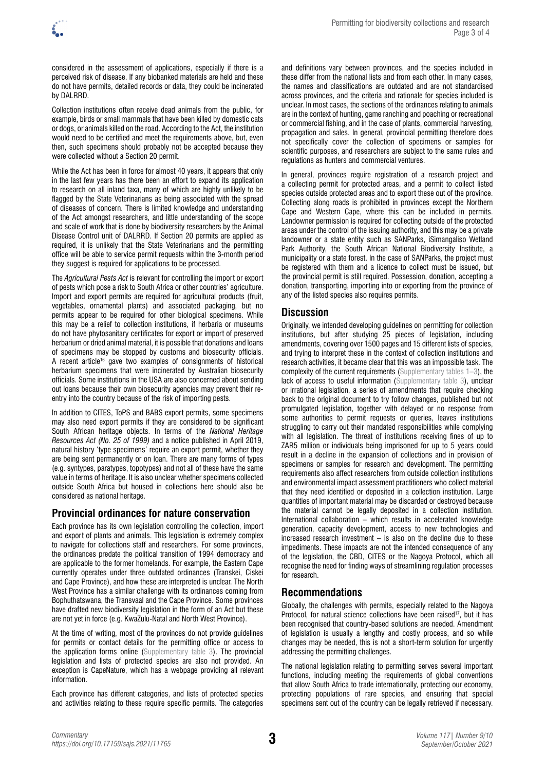considered in the assessment of applications, especially if there is a perceived risk of disease. If any biobanked materials are held and these do not have permits, detailed records or data, they could be incinerated by DALRRD.

Collection institutions often receive dead animals from the public, for example, birds or small mammals that have been killed by domestic cats or dogs, or animals killed on the road. According to the Act, the institution would need to be certified and meet the requirements above, but, even then, such specimens should probably not be accepted because they were collected without a Section 20 permit.

While the Act has been in force for almost 40 years, it appears that only in the last few years has there been an effort to expand its application to research on all inland taxa, many of which are highly unlikely to be flagged by the State Veterinarians as being associated with the spread of diseases of concern. There is limited knowledge and understanding of the Act amongst researchers, and little understanding of the scope and scale of work that is done by biodiversity researchers by the Animal Disease Control unit of DALRRD. If Section 20 permits are applied as required, it is unlikely that the State Veterinarians and the permitting office will be able to service permit requests within the 3-month period they suggest is required for applications to be processed.

The *Agricultural Pests Act* is relevant for controlling the import or export of pests which pose a risk to South Africa or other countries' agriculture. Import and export permits are required for agricultural products (fruit, vegetables, ornamental plants) and associated packaging, but no permits appear to be required for other biological specimens. While this may be a relief to collection institutions, if herbaria or museums do not have phytosanitary certificates for export or import of preserved herbarium or dried animal material, it is possible that donations and loans of specimens may be stopped by customs and biosecurity officials. A recent article[16] gave two examples of consignments of historical herbarium specimens that were incinerated by Australian biosecurity officials. Some institutions in the USA are also concerned about sending out loans because their own biosecurity agencies may prevent their re-entry into the country because of the risk of importing pests.

In addition to CITES, ToPS and BABS export permits, some specimens may also need export permits if they are considered to be significant South African heritage objects. In terms of the *National Heritage Resources Act (No. 25 of 1999)* and a notice published in April 2019, natural history 'type specimens' require an export permit, whether they are being sent permanently or on loan. There are many forms of types (e.g. syntypes, paratypes, topotypes) and not all of these have the same value in terms of heritage. It is also unclear whether specimens collected outside South Africa but housed in collections here should also be considered as national heritage.

## Provincial ordinances for nature conservation

Each province has its own legislation controlling the collection, import and export of plants and animals. This legislation is extremely complex to navigate for collections staff and researchers. For some provinces, the ordinances predate the political transition of 1994 democracy and are applicable to the former homelands. For example, the Eastern Cape currently operates under three outdated ordinances (Transkei, Ciskei and Cape Province), and how these are interpreted is unclear. The North West Province has a similar challenge with its ordinances coming from Bophuthatswana, the Transvaal and the Cape Province. Some provinces have drafted new biodiversity legislation in the form of an Act but these are not yet in force (e.g. KwaZulu-Natal and North West Province).

At the time of writing, most of the provinces do not provide guidelines for permits or contact details for the permitting office or access to the application forms online (Supplementary table 3). The provincial legislation and lists of protected species are also not provided. An exception is CapeNature, which has a webpage providing all relevant information.

Each province has different categories, and lists of protected species and activities relating to these require specific permits. The categories and definitions vary between provinces, and the species included in these differ from the national lists and from each other. In many cases, the names and classifications are outdated and are not standardised across provinces, and the criteria and rationale for species included is unclear. In most cases, the sections of the ordinances relating to animals are in the context of hunting, game ranching and poaching or recreational or commercial fishing, and in the case of plants, commercial harvesting, propagation and sales. In general, provincial permitting therefore does not specifically cover the collection of specimens or samples for scientific purposes, and researchers are subject to the same rules and regulations as hunters and commercial ventures.

In general, provinces require registration of a research project and a collecting permit for protected areas, and a permit to collect listed species outside protected areas and to export these out of the province. Collecting along roads is prohibited in provinces except the Northern Cape and Western Cape, where this can be included in permits. Landowner permission is required for collecting outside of the protected areas under the control of the issuing authority, and this may be a private landowner or a state entity such as SANParks, iSimangaliso Wetland Park Authority, the South African National Biodiversity Institute, a municipality or a state forest. In the case of SANParks, the project must be registered with them and a licence to collect must be issued, but the provincial permit is still required. Possession, donation, accepting a donation, transporting, importing into or exporting from the province of any of the listed species also requires permits.

## Discussion

Originally, we intended developing guidelines on permitting for collection institutions, but after studying 25 pieces of legislation, including amendments, covering over 1500 pages and 15 different lists of species, and trying to interpret these in the context of collection institutions and research activities, it became clear that this was an impossible task. The complexity of the current requirements (Supplementary tables 1–3), the lack of access to useful information (Supplementary table 3), unclear or irrational legislation, a series of amendments that require checking back to the original document to try follow changes, published but not promulgated legislation, together with delayed or no response from some authorities to permit requests or queries, leaves institutions struggling to carry out their mandated responsibilities while complying with all legislation. The threat of institutions receiving fines of up to ZAR5 million or individuals being imprisoned for up to 5 years could result in a decline in the expansion of collections and in provision of specimens or samples for research and development. The permitting requirements also affect researchers from outside collection institutions and environmental impact assessment practitioners who collect material that they need identified or deposited in a collection institution. Large quantities of important material may be discarded or destroyed because the material cannot be legally deposited in a collection institution. International collaboration – which results in accelerated knowledge generation, capacity development, access to new technologies and increased research investment – is also on the decline due to these impediments. These impacts are not the intended consequence of any of the legislation, the CBD, CITES or the Nagoya Protocol, which all recognise the need for finding ways of streamlining regulation processes for research.

## Recommendations

Globally, the challenges with permits, especially related to the Nagoya Protocol, for natural science collections have been raised[17], but it has been recognised that country-based solutions are needed. Amendment of legislation is usually a lengthy and costly process, and so while changes may be needed, this is not a short-term solution for urgently addressing the permitting challenges.

The national legislation relating to permitting serves several important functions, including meeting the requirements of global conventions that allow South Africa to trade internationally, protecting our economy, protecting populations of rare species, and ensuring that special specimens sent out of the country can be legally retrieved if necessary.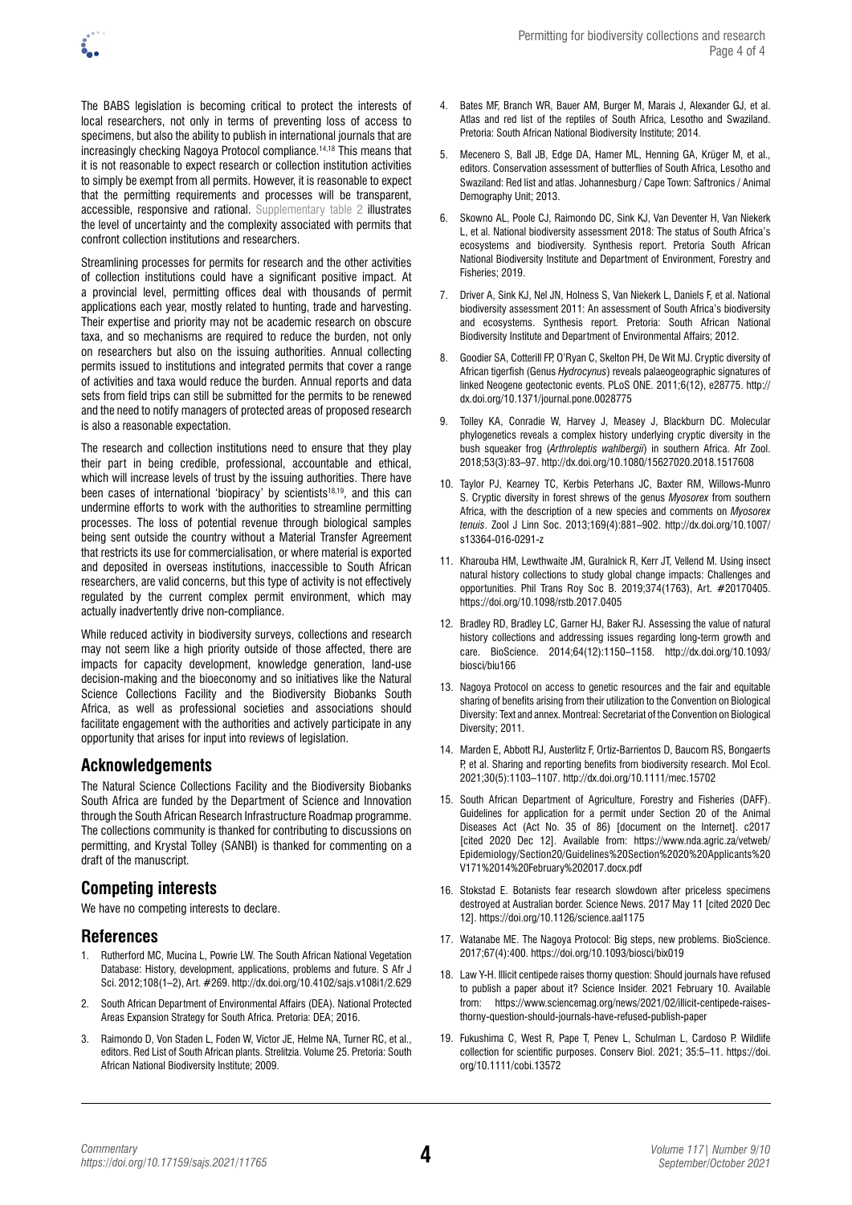The BABS legislation is becoming critical to protect the interests of local researchers, not only in terms of preventing loss of access to specimens, but also the ability to publish in international journals that are increasingly checking Nagoya Protocol compliance.[14,18] This means that it is not reasonable to expect research or collection institution activities to simply be exempt from all permits. However, it is reasonable to expect that the permitting requirements and processes will be transparent, accessible, responsive and rational. Supplementary table 2 illustrates the level of uncertainty and the complexity associated with permits that confront collection institutions and researchers.

Streamlining processes for permits for research and the other activities of collection institutions could have a significant positive impact. At a provincial level, permitting offices deal with thousands of permit applications each year, mostly related to hunting, trade and harvesting. Their expertise and priority may not be academic research on obscure taxa, and so mechanisms are required to reduce the burden, not only on researchers but also on the issuing authorities. Annual collecting permits issued to institutions and integrated permits that cover a range of activities and taxa would reduce the burden. Annual reports and data sets from field trips can still be submitted for the permits to be renewed and the need to notify managers of protected areas of proposed research is also a reasonable expectation.

The research and collection institutions need to ensure that they play their part in being credible, professional, accountable and ethical, which will increase levels of trust by the issuing authorities. There have been cases of international 'biopiracy' by scientists[18,19], and this can undermine efforts to work with the authorities to streamline permitting processes. The loss of potential revenue through biological samples being sent outside the country without a Material Transfer Agreement that restricts its use for commercialisation, or where material is exported and deposited in overseas institutions, inaccessible to South African researchers, are valid concerns, but this type of activity is not effectively regulated by the current complex permit environment, which may actually inadvertently drive non-compliance.

While reduced activity in biodiversity surveys, collections and research may not seem like a high priority outside of those affected, there are impacts for capacity development, knowledge generation, land-use decision-making and the bioeconomy and so initiatives like the Natural Science Collections Facility and the Biodiversity Biobanks South Africa, as well as professional societies and associations should facilitate engagement with the authorities and actively participate in any opportunity that arises for input into reviews of legislation.

## Acknowledgements

The Natural Science Collections Facility and the Biodiversity Biobanks South Africa are funded by the Department of Science and Innovation through the South African Research Infrastructure Roadmap programme. The collections community is thanked for contributing to discussions on permitting, and Krystal Tolley (SANBI) is thanked for commenting on a draft of the manuscript.

## Competing interests

We have no competing interests to declare.

## References

1. Rutherford MC, Mucina L, Powrie LW. The South African National Vegetation Database: History, development, applications, problems and future. S Afr J Sci. 2012;108(1–2), Art. #269. http://dx.doi.org/10.4102/sajs.v108i1/2.629
2. South African Department of Environmental Affairs (DEA). National Protected Areas Expansion Strategy for South Africa. Pretoria: DEA; 2016.
3. Raimondo D, Von Staden L, Foden W, Victor JE, Helme NA, Turner RC, et al., editors. Red List of South African plants. Strelitzia. Volume 25. Pretoria: South African National Biodiversity Institute; 2009.
4. Bates MF, Branch WR, Bauer AM, Burger M, Marais J, Alexander GJ, et al. Atlas and red list of the reptiles of South Africa, Lesotho and Swaziland. Pretoria: South African National Biodiversity Institute; 2014.
5. Mecenero S, Ball JB, Edge DA, Hamer ML, Henning GA, Krüger M, et al., editors. Conservation assessment of butterflies of South Africa, Lesotho and Swaziland: Red list and atlas. Johannesburg / Cape Town: Saftronics / Animal Demography Unit; 2013.
6. Skowno AL, Poole CJ, Raimondo DC, Sink KJ, Van Deventer H, Van Niekerk L, et al. National biodiversity assessment 2018: The status of South Africa's ecosystems and biodiversity. Synthesis report. Pretoria South African National Biodiversity Institute and Department of Environment, Forestry and Fisheries; 2019.
7. Driver A, Sink KJ, Nel JN, Holness S, Van Niekerk L, Daniels F, et al. National biodiversity assessment 2011: An assessment of South Africa's biodiversity and ecosystems. Synthesis report. Pretoria: South African National Biodiversity Institute and Department of Environmental Affairs; 2012.
8. Goodier SA, Cotterill FP, O'Ryan C, Skelton PH, De Wit MJ. Cryptic diversity of African tigerfish (Genus *Hydrocynus*) reveals palaeogeographic signatures of linked Neogene geotectonic events. PLoS ONE. 2011;6(12), e28775. http://dx.doi.org/10.1371/journal.pone.0028775
9. Tolley KA, Conradie W, Harvey J, Measey J, Blackburn DC. Molecular phylogenetics reveals a complex history underlying cryptic diversity in the bush squeaker frog (*Arthroleptis wahlbergii*) in southern Africa. Afr Zool. 2018;53(3):83–97. http://dx.doi.org/10.1080/15627020.2018.1517608
10. Taylor PJ, Kearney TC, Kerbis Peterhans JC, Baxter RM, Willows-Munro S. Cryptic diversity in forest shrews of the genus *Myosorex* from southern Africa, with the description of a new species and comments on *Myosorex tenuis*. Zool J Linn Soc. 2013;169(4):881–902. http://dx.doi.org/10.1007/s13364-016-0291-z
11. Kharouba HM, Lewthwaite JM, Guralnick R, Kerr JT, Vellend M. Using insect natural history collections to study global change impacts: Challenges and opportunities. Phil Trans Roy Soc B. 2019;374(1763), Art. #20170405. https://doi.org/10.1098/rstb.2017.0405
12. Bradley RD, Bradley LC, Garner HJ, Baker RJ. Assessing the value of natural history collections and addressing issues regarding long-term growth and care. BioScience. 2014;64(12):1150–1158. http://dx.doi.org/10.1093/biosci/biu166
13. Nagoya Protocol on access to genetic resources and the fair and equitable sharing of benefits arising from their utilization to the Convention on Biological Diversity: Text and annex. Montreal: Secretariat of the Convention on Biological Diversity; 2011.
14. Marden E, Abbott RJ, Austerlitz F, Ortiz-Barrientos D, Baucom RS, Bongaerts P, et al. Sharing and reporting benefits from biodiversity research. Mol Ecol. 2021;30(5):1103–1107. http://dx.doi.org/10.1111/mec.15702
15. South African Department of Agriculture, Forestry and Fisheries (DAFF). Guidelines for application for a permit under Section 20 of the Animal Diseases Act (Act No. 35 of 86) [document on the Internet]. c2017 [cited 2020 Dec 12]. Available from: https://www.nda.agric.za/vetweb/Epidemiology/Section20/Guidelines%20Section%2020%20Applicants%20V171%2014%20February%202017.docx.pdf
16. Stokstad E. Botanists fear research slowdown after priceless specimens destroyed at Australian border. Science News. 2017 May 11 [cited 2020 Dec 12]. https://doi.org/10.1126/science.aal1175
17. Watanabe ME. The Nagoya Protocol: Big steps, new problems. BioScience. 2017;67(4):400. https://doi.org/10.1093/biosci/bix019
18. Law Y-H. Illicit centipede raises thorny question: Should journals have refused to publish a paper about it? Science Insider. 2021 February 10. Available from: https://www.sciencemag.org/news/2021/02/illicit-centipede-raises-thorny-question-should-journals-have-refused-publish-paper
19. Fukushima C, West R, Pape T, Penev L, Schulman L, Cardoso P. Wildlife collection for scientific purposes. Conserv Biol. 2021; 35:5–11. https://doi.org/10.1111/cobi.13572